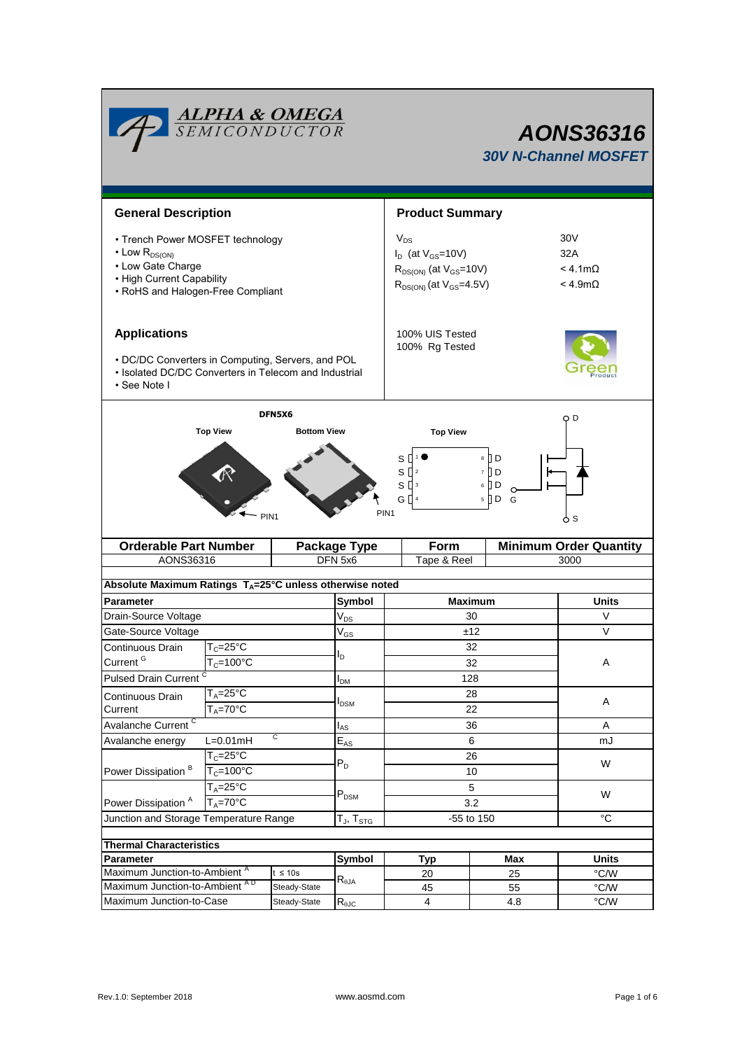ALPHA & OMEGA SEMICONDUCTOR

# AONS36316

## 30V N-Channel MOSFET

### General Description

- Trench Power MOSFET technology
- Low $R_{DS(ON)}$
- Low Gate Charge
- High Current Capability
- RoHS and Halogen-Free Compliant

### Product Summary

| | |
|---|---|
| $V_{DS}$ | 30V |
| $I_D$ (at $V_{GS}$=10V) | 32A |
| $R_{DS(ON)}$ (at $V_{GS}$=10V) | < 4.1mΩ |
| $R_{DS(ON)}$ (at $V_{GS}$=4.5V) | < 4.9mΩ |

100% UIS Tested
100% Rg Tested

### Applications

- DC/DC Converters in Computing, Servers, and POL
- Isolated DC/DC Converters in Telecom and Industrial
- See Note I

DFN5X6

Top View    Bottom View    Top View

PIN1    PIN1

S 1, S 2, S 3, G 4 — 8 D, 7 D, 6 D, 5 D

D, G, S

| Orderable Part Number | Package Type | Form | Minimum Order Quantity |
|---|---|---|---|
| AONS36316 | DFN 5x6 | Tape & Reel | 3000 |

**Absolute Maximum Ratings $T_A$=25°C unless otherwise noted**

| Parameter | | Symbol | Maximum | Units |
|---|---|---|---|---|
| Drain-Source Voltage | | $V_{DS}$ | 30 | V |
| Gate-Source Voltage | | $V_{GS}$ | ±12 | V |
| Continuous Drain Current [G] | $T_C$=25°C | $I_D$ | 32 | A |
| | $T_C$=100°C | | 32 | |
| Pulsed Drain Current [C] | | $I_{DM}$ | 128 | |
| Continuous Drain Current | $T_A$=25°C | $I_{DSM}$ | 28 | A |
| | $T_A$=70°C | | 22 | |
| Avalanche Current [C] | | $I_{AS}$ | 36 | A |
| Avalanche energy | L=0.01mH [C] | $E_{AS}$ | 6 | mJ |
| Power Dissipation [B] | $T_C$=25°C | $P_D$ | 26 | W |
| | $T_C$=100°C | | 10 | |
| Power Dissipation [A] | $T_A$=25°C | $P_{DSM}$ | 5 | W |
| | $T_A$=70°C | | 3.2 | |
| Junction and Storage Temperature Range | | $T_J$, $T_{STG}$ | -55 to 150 | °C |

**Thermal Characteristics**

| Parameter | | Symbol | Typ | Max | Units |
|---|---|---|---|---|---|
| Maximum Junction-to-Ambient [A] | t ≤ 10s | $R_{\theta JA}$ | 20 | 25 | °C/W |
| Maximum Junction-to-Ambient [A D] | Steady-State | | 45 | 55 | °C/W |
| Maximum Junction-to-Case | Steady-State | $R_{\theta JC}$ | 4 | 4.8 | °C/W |

Rev.1.0: September 2018    www.aosmd.com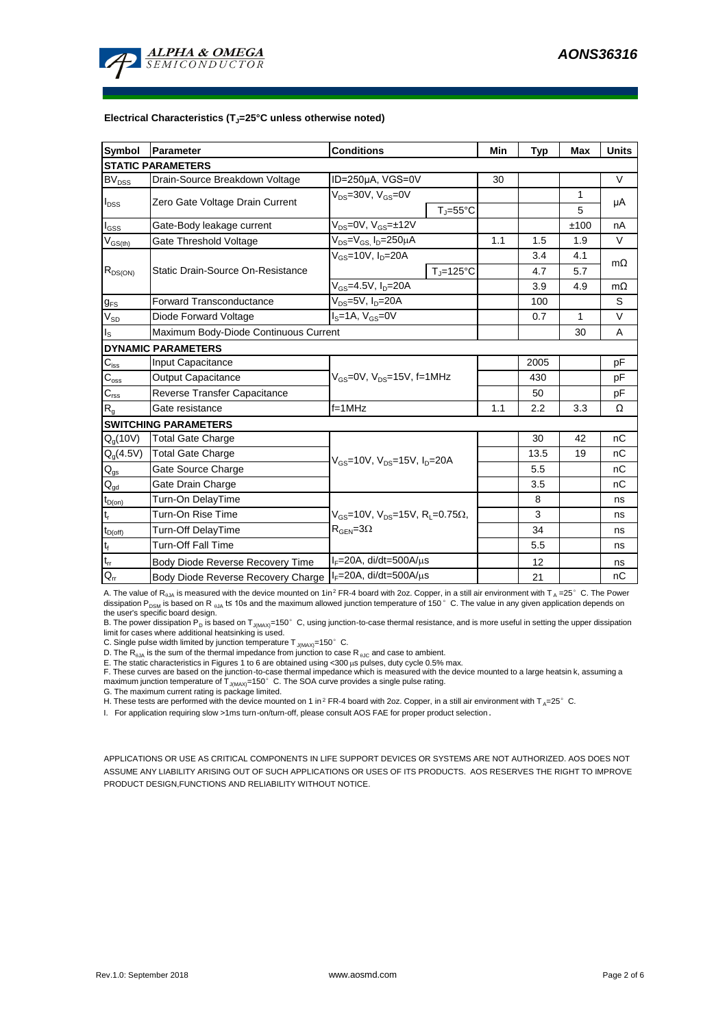### Electrical Characteristics ($T_J$=25°C unless otherwise noted)

| Symbol | Parameter | Conditions | | Min | Typ | Max | Units |
|---|---|---|---|---|---|---|---|
| **STATIC PARAMETERS** | | | | | | | |
| $BV_{DSS}$ | Drain-Source Breakdown Voltage | ID=250µA, VGS=0V | | 30 | | | V |
| $I_{DSS}$ | Zero Gate Voltage Drain Current | $V_{DS}$=30V, $V_{GS}$=0V | | | | 1 | µA |
| | | | $T_J$=55°C | | | 5 | |
| $I_{GSS}$ | Gate-Body leakage current | $V_{DS}$=0V, $V_{GS}$=±12V | | | | ±100 | nA |
| $V_{GS(th)}$ | Gate Threshold Voltage | $V_{DS}$=$V_{GS}$, $I_D$=250µA | | 1.1 | 1.5 | 1.9 | V |
| $R_{DS(ON)}$ | Static Drain-Source On-Resistance | $V_{GS}$=10V, $I_D$=20A | | | 3.4 | 4.1 | mΩ |
| | | | $T_J$=125°C | | 4.7 | 5.7 | |
| | | $V_{GS}$=4.5V, $I_D$=20A | | | 3.9 | 4.9 | mΩ |
| $g_{FS}$ | Forward Transconductance | $V_{DS}$=5V, $I_D$=20A | | | 100 | | S |
| $V_{SD}$ | Diode Forward Voltage | $I_S$=1A, $V_{GS}$=0V | | | 0.7 | 1 | V |
| $I_S$ | Maximum Body-Diode Continuous Current | | | | | 30 | A |
| **DYNAMIC PARAMETERS** | | | | | | | |
| $C_{iss}$ | Input Capacitance | $V_{GS}$=0V, $V_{DS}$=15V, f=1MHz | | | 2005 | | pF |
| $C_{oss}$ | Output Capacitance | | | | 430 | | pF |
| $C_{rss}$ | Reverse Transfer Capacitance | | | | 50 | | pF |
| $R_g$ | Gate resistance | f=1MHz | | 1.1 | 2.2 | 3.3 | Ω |
| **SWITCHING PARAMETERS** | | | | | | | |
| $Q_g$(10V) | Total Gate Charge | $V_{GS}$=10V, $V_{DS}$=15V, $I_D$=20A | | | 30 | 42 | nC |
| $Q_g$(4.5V) | Total Gate Charge | | | | 13.5 | 19 | nC |
| $Q_{gs}$ | Gate Source Charge | | | | 5.5 | | nC |
| $Q_{gd}$ | Gate Drain Charge | | | | 3.5 | | nC |
| $t_{D(on)}$ | Turn-On DelayTime | $V_{GS}$=10V, $V_{DS}$=15V, $R_L$=0.75Ω, $R_{GEN}$=3Ω | | | 8 | | ns |
| $t_r$ | Turn-On Rise Time | | | | 3 | | ns |
| $t_{D(off)}$ | Turn-Off DelayTime | | | | 34 | | ns |
| $t_f$ | Turn-Off Fall Time | | | | 5.5 | | ns |
| $t_{rr}$ | Body Diode Reverse Recovery Time | $I_F$=20A, di/dt=500A/µs | | | 12 | | ns |
| $Q_{rr}$ | Body Diode Reverse Recovery Charge | $I_F$=20A, di/dt=500A/µs | | | 21 | | nC |

A. The value of $R_{\theta JA}$ is measured with the device mounted on 1in² FR-4 board with 2oz. Copper, in a still air environment with $T_A$ =25°C. The Power dissipation $P_{DSM}$ is based on R $_{\theta JA}$ t≤ 10s and the maximum allowed junction temperature of 150°C. The value in any given application depends on the user's specific board design.

B. The power dissipation $P_D$ is based on $T_{J(MAX)}$=150°C, using junction-to-case thermal resistance, and is more useful in setting the upper dissipation limit for cases where additional heatsinking is used.

C. Single pulse width limited by junction temperature $T_{J(MAX)}$=150°C.

D. The $R_{\theta JA}$ is the sum of the thermal impedance from junction to case $R_{\theta JC}$ and case to ambient.

E. The static characteristics in Figures 1 to 6 are obtained using <300 µs pulses, duty cycle 0.5% max.

F. These curves are based on the junction-to-case thermal impedance which is measured with the device mounted to a large heatsin k, assuming a maximum junction temperature of $T_{J(MAX)}$=150°C. The SOA curve provides a single pulse rating.

G. The maximum current rating is package limited.

H. These tests are performed with the device mounted on 1 in² FR-4 board with 2oz. Copper, in a still air environment with $T_A$=25°C.

I. For application requiring slow >1ms turn-on/turn-off, please consult AOS FAE for proper product selection.

APPLICATIONS OR USE AS CRITICAL COMPONENTS IN LIFE SUPPORT DEVICES OR SYSTEMS ARE NOT AUTHORIZED. AOS DOES NOT ASSUME ANY LIABILITY ARISING OUT OF SUCH APPLICATIONS OR USES OF ITS PRODUCTS. AOS RESERVES THE RIGHT TO IMPROVE PRODUCT DESIGN,FUNCTIONS AND RELIABILITY WITHOUT NOTICE.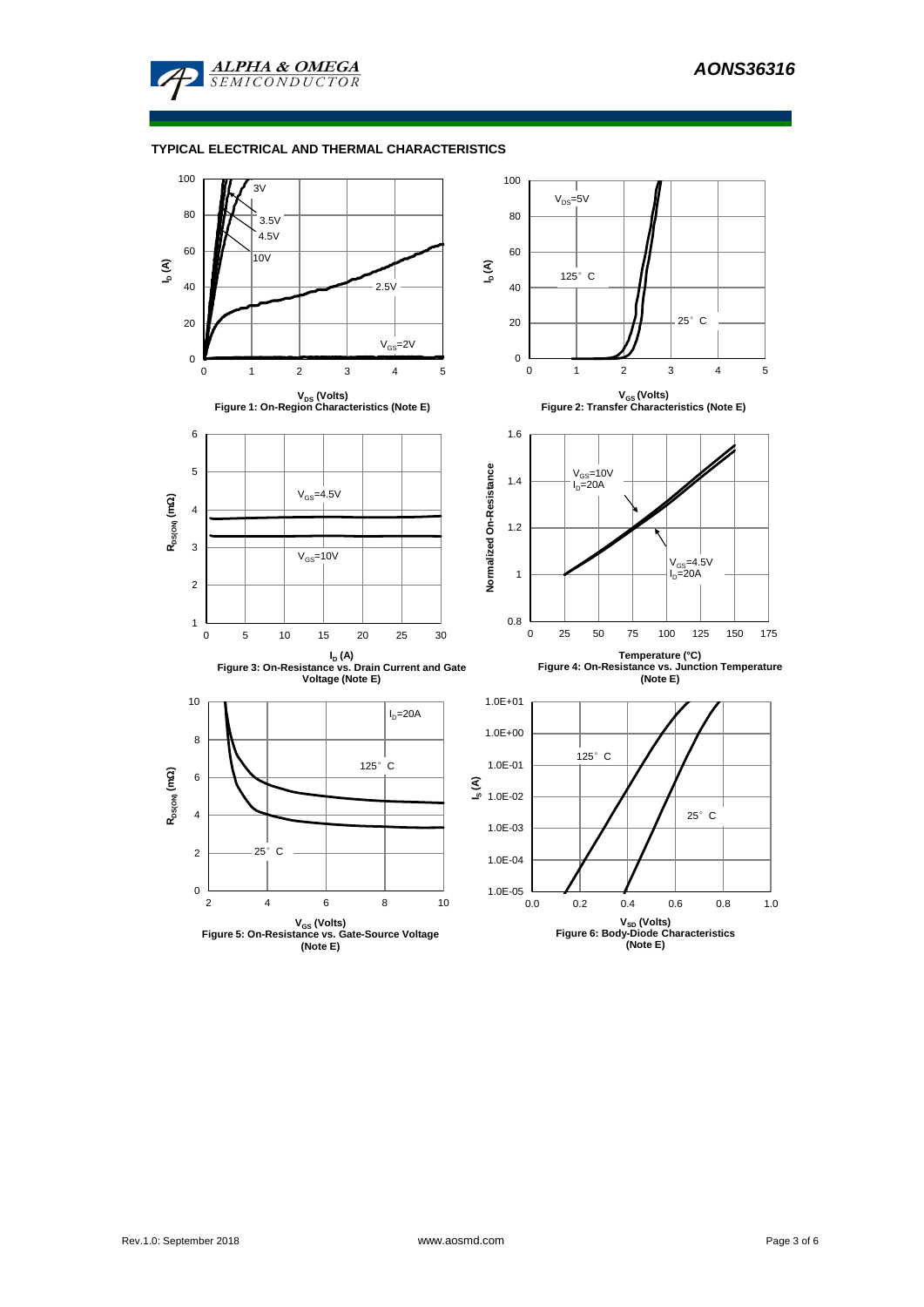### TYPICAL ELECTRICAL AND THERMAL CHARACTERISTICS

$I_D$ (A)

100
80
60
40
20
0

3V
3.5V
4.5V
10V
2.5V
$V_{GS}$=2V

0 1 2 3 4 5

$V_{DS}$ (Volts)

Figure 1: On-Region Characteristics (Note E)

$I_D$ (A)

100
80
60
40
20
0

$V_{DS}$=5V
125° C
25° C

0 1 2 3 4 5

$V_{GS}$ (Volts)

Figure 2: Transfer Characteristics (Note E)

$R_{DS(ON)}$ (mΩ)

6
5
4
3
2
1

$V_{GS}$=4.5V
$V_{GS}$=10V

0 5 10 15 20 25 30

$I_D$ (A)

Figure 3: On-Resistance vs. Drain Current and Gate Voltage (Note E)

Normalized On-Resistance

1.6
1.4
1.2
1
0.8

$V_{GS}$=10V
$I_D$=20A
$V_{GS}$=4.5V
$I_D$=20A

0 25 50 75 100 125 150 175

Temperature (°C)

Figure 4: On-Resistance vs. Junction Temperature (Note E)

$R_{DS(ON)}$ (mΩ)

10
8
6
4
2
0

$I_D$=20A
125° C
25° C

2 4 6 8 10

$V_{GS}$ (Volts)

Figure 5: On-Resistance vs. Gate-Source Voltage (Note E)

$I_S$ (A)

1.0E+01
1.0E+00
1.0E-01
1.0E-02
1.0E-03
1.0E-04
1.0E-05

125° C
25° C

0.0 0.2 0.4 0.6 0.8 1.0

$V_{SD}$ (Volts)

Figure 6: Body-Diode Characteristics (Note E)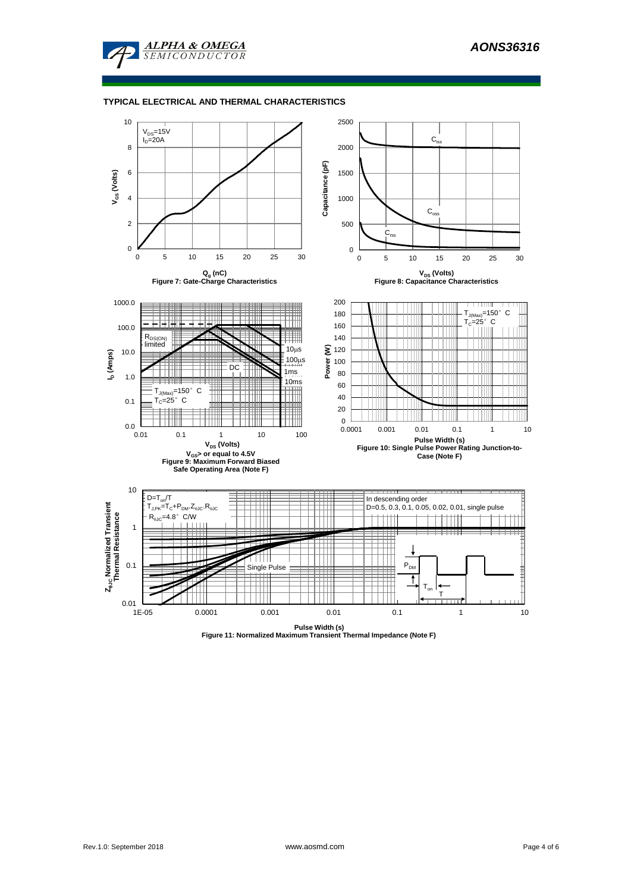## TYPICAL ELECTRICAL AND THERMAL CHARACTERISTICS

$V_{DS}$=15V
$I_D$=20A

$V_{GS}$ (Volts)

0 2 4 6 8 10

0 5 10 15 20 25 30

$Q_g$ (nC)

Figure 7: Gate-Charge Characteristics

$C_{iss}$

$C_{oss}$

$C_{rss}$

Capacitance (pF)

0 500 1000 1500 2000 2500

0 5 10 15 20 25 30

$V_{DS}$ (Volts)

Figure 8: Capacitance Characteristics

$R_{DS(ON)}$ limited

10µs

100µs

1ms

10ms

DC

$T_{J(Max)}$=150° C
$T_C$=25° C

$I_D$ (Amps)

0.0 0.1 1.0 10.0 100.0 1000.0

0.01 0.1 1 10 100

$V_{DS}$ (Volts)

$V_{GS}$> or equal to 4.5V

Figure 9: Maximum Forward Biased Safe Operating Area (Note F)

$T_{J(Max)}$=150° C
$T_C$=25° C

Power (W)

0 20 40 60 80 100 120 140 160 180 200

0.0001 0.001 0.01 0.1 1 10

Pulse Width (s)

Figure 10: Single Pulse Power Rating Junction-to-Case (Note F)

$D=T_{on}/T$
$T_{J,PK}=T_C+P_{DM}.Z_{\theta JC}.R_{\theta JC}$
$R_{\theta JC}$=4.8° C/W

In descending order
D=0.5, 0.3, 0.1, 0.05, 0.02, 0.01, single pulse

Single Pulse

$P_{DM}$

$T_{on}$

T

$Z_{\theta JC}$ Normalized Transient Thermal Resistance

0.01 0.1 1 10

1E-05 0.0001 0.001 0.01 0.1 1 10

Pulse Width (s)

Figure 11: Normalized Maximum Transient Thermal Impedance (Note F)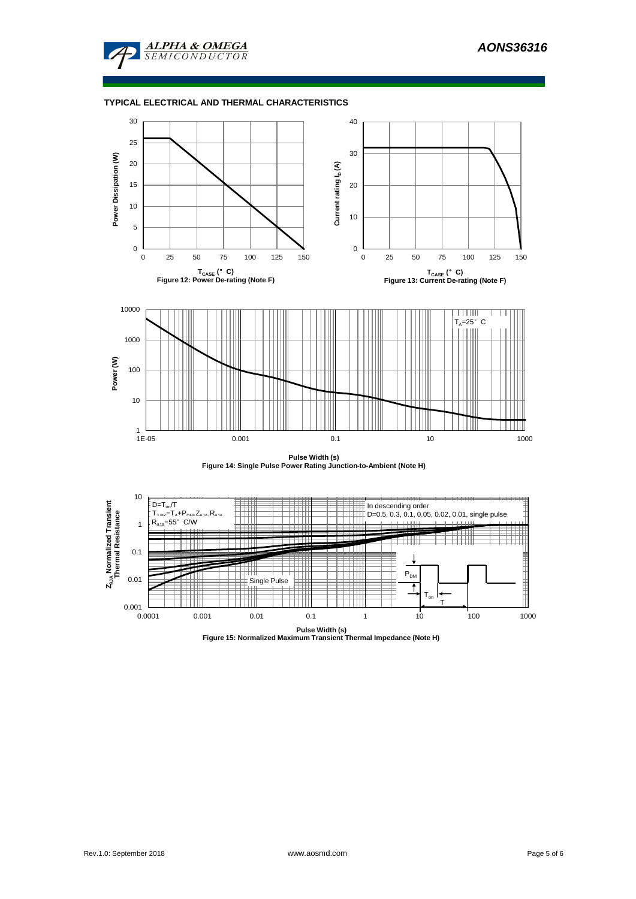## TYPICAL ELECTRICAL AND THERMAL CHARACTERISTICS

Power Dissipation (W)

30
25
20
15
10
5
0

0 25 50 75 100 125 150

$T_{CASE}$ (°C)

Figure 12: Power De-rating (Note F)

Current rating $I_D$ (A)

40
30
20
10
0

0 25 50 75 100 125 150

$T_{CASE}$ (°C)

Figure 13: Current De-rating (Note F)

Power (W)

10000
1000
100
10
1

1E-05 0.001 0.1 10 1000

$T_A$=25°C

Pulse Width (s)

Figure 14: Single Pulse Power Rating Junction-to-Ambient (Note H)

$Z_{\theta JA}$ Normalized Transient Thermal Resistance

10
1
0.1
0.01
0.001

0.0001 0.001 0.01 0.1 1 10 100 1000

$D=T_{on}/T$

$T_{J,PK}=T_A+P_{DM}.Z_{\theta JA}.R_{\theta JA}$

$R_{\theta JA}$=55°C/W

In descending order

D=0.5, 0.3, 0.1, 0.05, 0.02, 0.01, single pulse

Single Pulse

$P_{DM}$

$T_{on}$

T

Pulse Width (s)

Figure 15: Normalized Maximum Transient Thermal Impedance (Note H)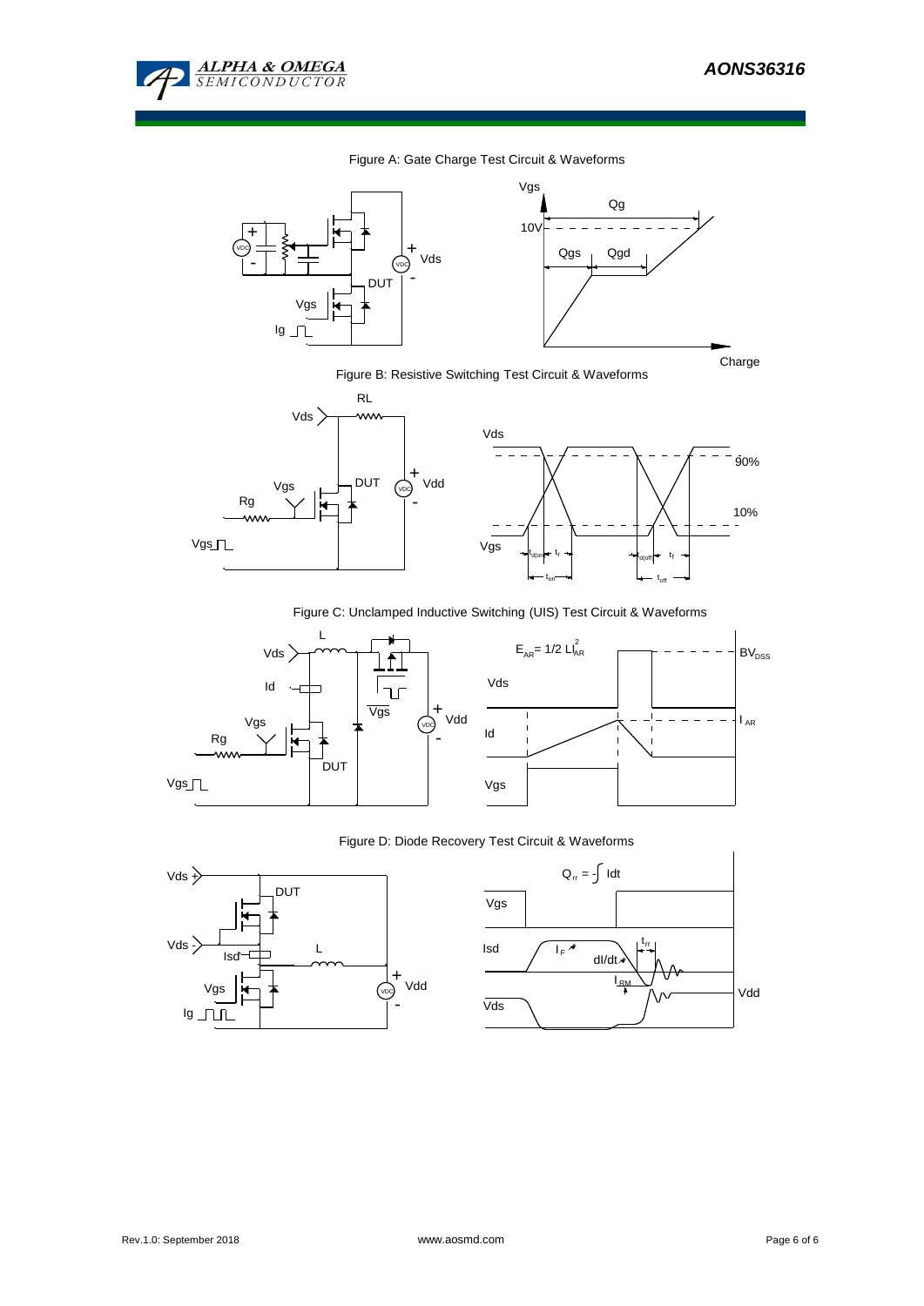Figure A: Gate Charge Test Circuit & Waveforms

VDC
+
-
Vgs
Ig
DUT
+
Vds
-
VDC

Vgs
10V
Qg
Qgs
Qgd
Charge

Figure B: Resistive Switching Test Circuit & Waveforms

RL
Vds
Vgs
Rg
Vgs
DUT
+
Vdd
-
VDC

Vds
90%
10%
Vgs
$t_{d(on)}$ $t_r$
$t_{on}$
$t_{d(off)}$ $t_f$
$t_{off}$

Figure C: Unclamped Inductive Switching (UIS) Test Circuit & Waveforms

L
Vds
Id
Vgs
Rg
Vgs
Vgs
DUT
+
Vdd
-
VDC

$E_{AR}= 1/2\ LI_{AR}^2$
$BV_{DSS}$
Vds
Id
$I_{AR}$
Vgs

Figure D: Diode Recovery Test Circuit & Waveforms

Vds +
DUT
Vds -
Isd
L
Vgs
Ig
+
Vdd
-
VDC

$Q_{rr} = -\int Idt$
Vgs
Isd
$I_F$
dI/dt
$t_{rr}$
$I_{RM}$
Vds
Vdd